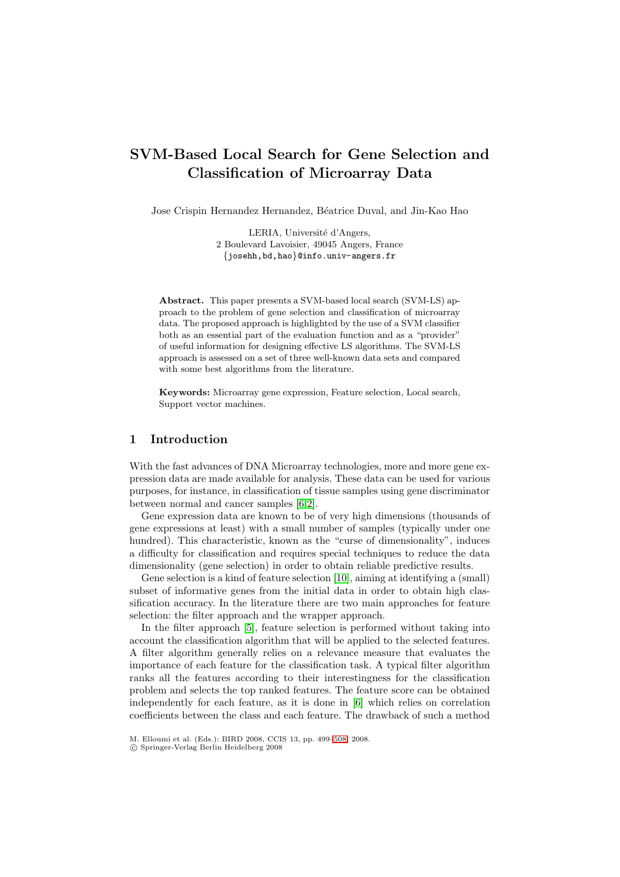# SVM-Based Local Search for Gene Selection and Classification of Microarray Data

Jose Crispin Hernandez Hernandez, Béatrice Duval, and Jin-Kao Hao

LERIA, Université d'Angers,
2 Boulevard Lavoisier, 49045 Angers, France
{josehh,bd,hao}@info.univ-angers.fr

**Abstract.** This paper presents a SVM-based local search (SVM-LS) approach to the problem of gene selection and classification of microarray data. The proposed approach is highlighted by the use of a SVM classifier both as an essential part of the evaluation function and as a "provider" of useful information for designing effective LS algorithms. The SVM-LS approach is assessed on a set of three well-known data sets and compared with some best algorithms from the literature.

**Keywords:** Microarray gene expression, Feature selection, Local search, Support vector machines.

## 1 Introduction

With the fast advances of DNA Microarray technologies, more and more gene expression data are made available for analysis. These data can be used for various purposes, for instance, in classification of tissue samples using gene discriminator between normal and cancer samples [6,2].

Gene expression data are known to be of very high dimensions (thousands of gene expressions at least) with a small number of samples (typically under one hundred). This characteristic, known as the "curse of dimensionality", induces a difficulty for classification and requires special techniques to reduce the data dimensionality (gene selection) in order to obtain reliable predictive results.

Gene selection is a kind of feature selection [10], aiming at identifying a (small) subset of informative genes from the initial data in order to obtain high classification accuracy. In the literature there are two main approaches for feature selection: the filter approach and the wrapper approach.

In the filter approach [5], feature selection is performed without taking into account the classification algorithm that will be applied to the selected features. A filter algorithm generally relies on a relevance measure that evaluates the importance of each feature for the classification task. A typical filter algorithm ranks all the features according to their interestingness for the classification problem and selects the top ranked features. The feature score can be obtained independently for each feature, as it is done in [6] which relies on correlation coefficients between the class and each feature. The drawback of such a method

M. Elloumi et al. (Eds.): BIRD 2008, CCIS 13, pp. 499–508, 2008.
© Springer-Verlag Berlin Heidelberg 2008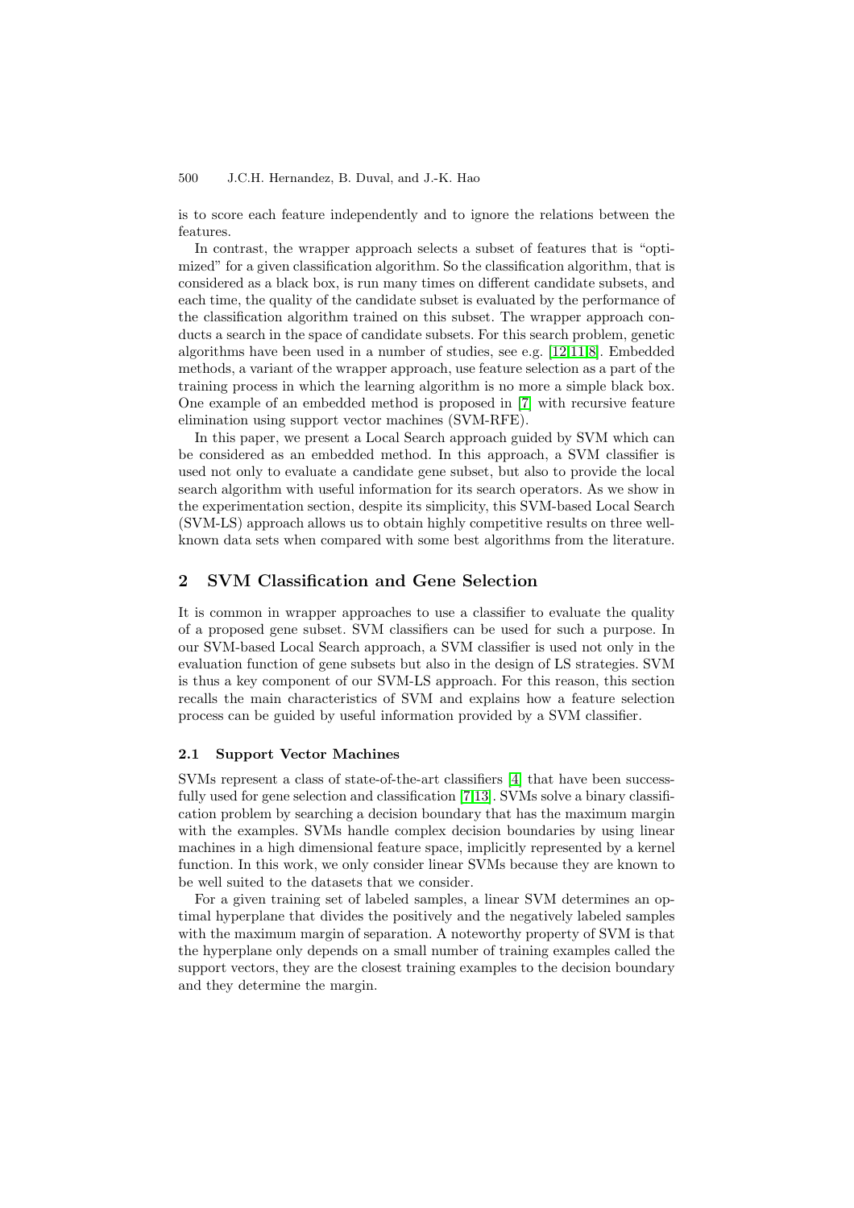is to score each feature independently and to ignore the relations between the features.

In contrast, the wrapper approach selects a subset of features that is "optimized" for a given classification algorithm. So the classification algorithm, that is considered as a black box, is run many times on different candidate subsets, and each time, the quality of the candidate subset is evaluated by the performance of the classification algorithm trained on this subset. The wrapper approach conducts a search in the space of candidate subsets. For this search problem, genetic algorithms have been used in a number of studies, see e.g. [12,11,8]. Embedded methods, a variant of the wrapper approach, use feature selection as a part of the training process in which the learning algorithm is no more a simple black box. One example of an embedded method is proposed in [7] with recursive feature elimination using support vector machines (SVM-RFE).

In this paper, we present a Local Search approach guided by SVM which can be considered as an embedded method. In this approach, a SVM classifier is used not only to evaluate a candidate gene subset, but also to provide the local search algorithm with useful information for its search operators. As we show in the experimentation section, despite its simplicity, this SVM-based Local Search (SVM-LS) approach allows us to obtain highly competitive results on three well-known data sets when compared with some best algorithms from the literature.

## 2 SVM Classification and Gene Selection

It is common in wrapper approaches to use a classifier to evaluate the quality of a proposed gene subset. SVM classifiers can be used for such a purpose. In our SVM-based Local Search approach, a SVM classifier is used not only in the evaluation function of gene subsets but also in the design of LS strategies. SVM is thus a key component of our SVM-LS approach. For this reason, this section recalls the main characteristics of SVM and explains how a feature selection process can be guided by useful information provided by a SVM classifier.

### 2.1 Support Vector Machines

SVMs represent a class of state-of-the-art classifiers [4] that have been successfully used for gene selection and classification [7,13]. SVMs solve a binary classification problem by searching a decision boundary that has the maximum margin with the examples. SVMs handle complex decision boundaries by using linear machines in a high dimensional feature space, implicitly represented by a kernel function. In this work, we only consider linear SVMs because they are known to be well suited to the datasets that we consider.

For a given training set of labeled samples, a linear SVM determines an optimal hyperplane that divides the positively and the negatively labeled samples with the maximum margin of separation. A noteworthy property of SVM is that the hyperplane only depends on a small number of training examples called the support vectors, they are the closest training examples to the decision boundary and they determine the margin.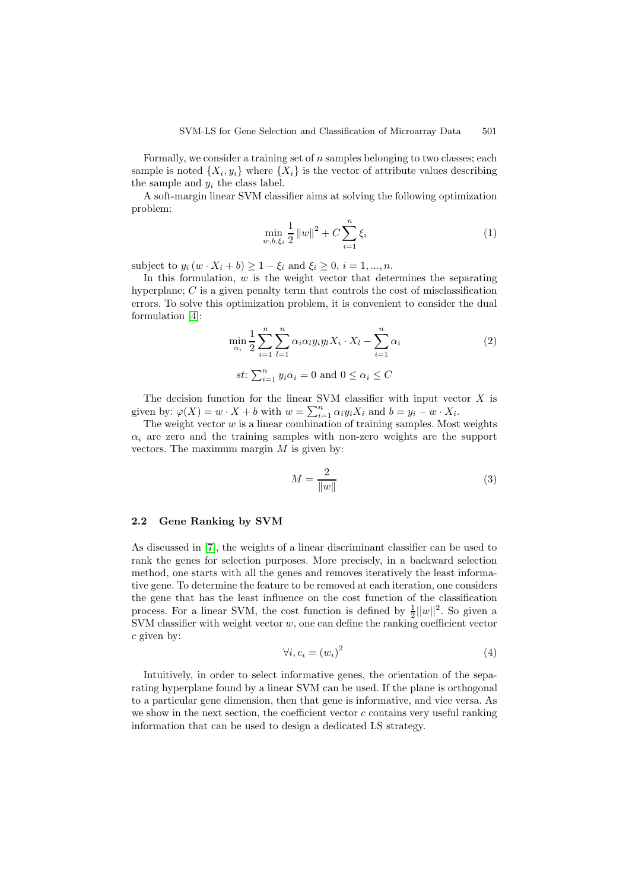Formally, we consider a training set of $n$ samples belonging to two classes; each sample is noted $\{X_i, y_i\}$ where $\{X_i\}$ is the vector of attribute values describing the sample and $y_i$ the class label.

A soft-margin linear SVM classifier aims at solving the following optimization problem:

$$\min_{w,b,\xi_i} \frac{1}{2}\|w\|^2 + C\sum_{i=1}^{n} \xi_i \tag{1}$$

subject to $y_i (w \cdot X_i + b) \geq 1 - \xi_i$ and $\xi_i \geq 0$, $i = 1, ..., n$.

In this formulation, $w$ is the weight vector that determines the separating hyperplane; $C$ is a given penalty term that controls the cost of misclassification errors. To solve this optimization problem, it is convenient to consider the dual formulation [4]:

$$\min_{\alpha_i} \frac{1}{2}\sum_{i=1}^{n}\sum_{l=1}^{n} \alpha_i \alpha_l y_i y_l X_i \cdot X_l - \sum_{i=1}^{n} \alpha_i \tag{2}$$

$$st\text{: } \textstyle\sum_{i=1}^{n} y_i \alpha_i = 0 \text{ and } 0 \leq \alpha_i \leq C$$

The decision function for the linear SVM classifier with input vector $X$ is given by: $\varphi(X) = w \cdot X + b$ with $w = \sum_{i=1}^{n} \alpha_i y_i X_i$ and $b = y_i - w \cdot X_i$.

The weight vector $w$ is a linear combination of training samples. Most weights $\alpha_i$ are zero and the training samples with non-zero weights are the support vectors. The maximum margin $M$ is given by:

$$M = \frac{2}{\|w\|} \tag{3}$$

### 2.2 Gene Ranking by SVM

As discussed in [7], the weights of a linear discriminant classifier can be used to rank the genes for selection purposes. More precisely, in a backward selection method, one starts with all the genes and removes iteratively the least informative gene. To determine the feature to be removed at each iteration, one considers the gene that has the least influence on the cost function of the classification process. For a linear SVM, the cost function is defined by $\frac{1}{2}||w||^2$. So given a SVM classifier with weight vector $w$, one can define the ranking coefficient vector $c$ given by:

$$\forall i, c_i = (w_i)^2 \tag{4}$$

Intuitively, in order to select informative genes, the orientation of the separating hyperplane found by a linear SVM can be used. If the plane is orthogonal to a particular gene dimension, then that gene is informative, and vice versa. As we show in the next section, the coefficient vector $c$ contains very useful ranking information that can be used to design a dedicated LS strategy.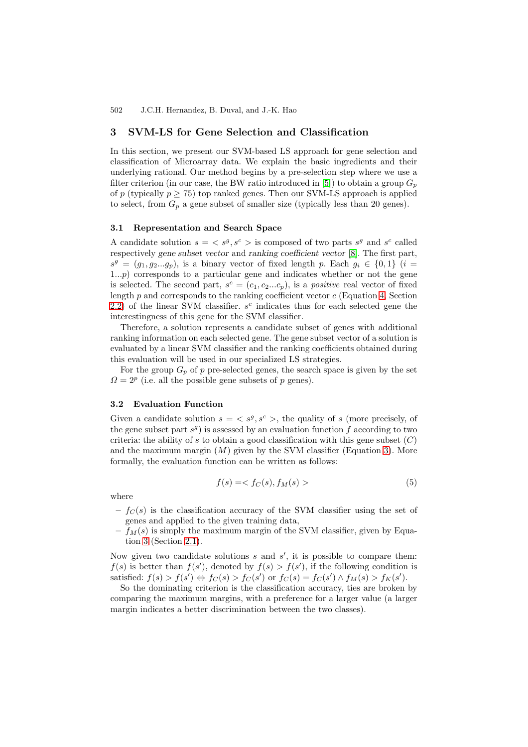## 3 SVM-LS for Gene Selection and Classification

In this section, we present our SVM-based LS approach for gene selection and classification of Microarray data. We explain the basic ingredients and their underlying rational. Our method begins by a pre-selection step where we use a filter criterion (in our case, the BW ratio introduced in [5]) to obtain a group $G_p$ of $p$ (typically $p \geq 75$) top ranked genes. Then our SVM-LS approach is applied to select, from $G_p$ a gene subset of smaller size (typically less than 20 genes).

### 3.1 Representation and Search Space

A candidate solution $s = < s^g, s^c >$ is composed of two parts $s^g$ and $s^c$ called respectively *gene subset vector* and *ranking coefficient vector* [8]. The first part, $s^g = (g_1, g_2 ... g_p)$, is a binary vector of fixed length $p$. Each $g_i \in \{0, 1\}$ ($i = 1...p$) corresponds to a particular gene and indicates whether or not the gene is selected. The second part, $s^c = (c_1, c_2 ... c_p)$, is a *positive* real vector of fixed length $p$ and corresponds to the ranking coefficient vector $c$ (Equation 4, Section 2.2) of the linear SVM classifier. $s^c$ indicates thus for each selected gene the interestingness of this gene for the SVM classifier.

Therefore, a solution represents a candidate subset of genes with additional ranking information on each selected gene. The gene subset vector of a solution is evaluated by a linear SVM classifier and the ranking coefficients obtained during this evaluation will be used in our specialized LS strategies.

For the group $G_p$ of $p$ pre-selected genes, the search space is given by the set $\Omega = 2^p$ (i.e. all the possible gene subsets of $p$ genes).

### 3.2 Evaluation Function

Given a candidate solution $s = < s^g, s^c >$, the quality of $s$ (more precisely, of the gene subset part $s^g$) is assessed by an evaluation function $f$ according to two criteria: the ability of $s$ to obtain a good classification with this gene subset ($C$) and the maximum margin ($M$) given by the SVM classifier (Equation 3). More formally, the evaluation function can be written as follows:

$$f(s) = < f_C(s), f_M(s) > \tag{5}$$

where

- $f_C(s)$ is the classification accuracy of the SVM classifier using the set of genes and applied to the given training data,
- $f_M(s)$ is simply the maximum margin of the SVM classifier, given by Equation 3 (Section 2.1).

Now given two candidate solutions $s$ and $s'$, it is possible to compare them: $f(s)$ is better than $f(s')$, denoted by $f(s) > f(s')$, if the following condition is satisfied: $f(s) > f(s') \Leftrightarrow f_C(s) > f_C(s')$ or $f_C(s) = f_C(s') \wedge f_M(s) > f_K(s')$.

So the dominating criterion is the classification accuracy, ties are broken by comparing the maximum margins, with a preference for a larger value (a larger margin indicates a better discrimination between the two classes).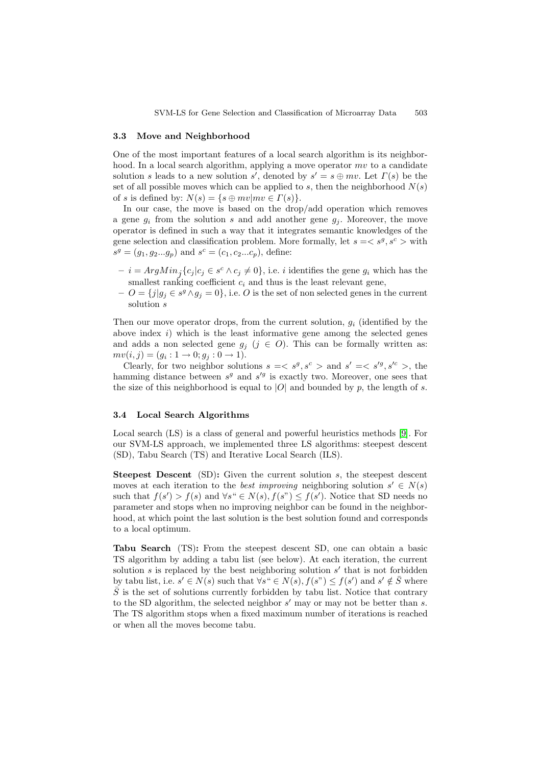### 3.3 Move and Neighborhood

One of the most important features of a local search algorithm is its neighborhood. In a local search algorithm, applying a move operator $mv$ to a candidate solution $s$ leads to a new solution $s'$, denoted by $s' = s \oplus mv$. Let $\Gamma(s)$ be the set of all possible moves which can be applied to $s$, then the neighborhood $N(s)$ of $s$ is defined by: $N(s) = \{s \oplus mv | mv \in \Gamma(s)\}$.

In our case, the move is based on the drop/add operation which removes a gene $g_i$ from the solution $s$ and add another gene $g_j$. Moreover, the move operator is defined in such a way that it integrates semantic knowledges of the gene selection and classification problem. More formally, let $s =< s^g, s^c >$ with $s^g = (g_1, g_2 ... g_p)$ and $s^c = (c_1, c_2 ... c_p)$, define:

- $i = ArgMin_j\{c_j | c_j \in s^c \wedge c_j \neq 0\}$, i.e. $i$ identifies the gene $g_i$ which has the smallest ranking coefficient $c_i$ and thus is the least relevant gene,
- $O = \{j | g_j \in s^g \wedge g_j = 0\}$, i.e. $O$ is the set of non selected genes in the current solution $s$

Then our move operator drops, from the current solution, $g_i$ (identified by the above index $i$) which is the least informative gene among the selected genes and adds a non selected gene $g_j$ ($j \in O$). This can be formally written as: $mv(i, j) = (g_i : 1 \rightarrow 0; g_j : 0 \rightarrow 1)$.

Clearly, for two neighbor solutions $s =< s^g, s^c >$ and $s' =< s'^g, s'^c >$, the hamming distance between $s^g$ and $s'^g$ is exactly two. Moreover, one sees that the size of this neighborhood is equal to $|O|$ and bounded by $p$, the length of $s$.

### 3.4 Local Search Algorithms

Local search (LS) is a class of general and powerful heuristics methods [9]. For our SVM-LS approach, we implemented three LS algorithms: steepest descent (SD), Tabu Search (TS) and Iterative Local Search (ILS).

**Steepest Descent** (SD)**:** Given the current solution $s$, the steepest descent moves at each iteration to the *best improving* neighboring solution $s' \in N(s)$ such that $f(s') > f(s)$ and $\forall s" \in N(s), f(s") \leq f(s')$. Notice that SD needs no parameter and stops when no improving neighbor can be found in the neighborhood, at which point the last solution is the best solution found and corresponds to a local optimum.

**Tabu Search** (TS)**:** From the steepest descent SD, one can obtain a basic TS algorithm by adding a tabu list (see below). At each iteration, the current solution $s$ is replaced by the best neighboring solution $s'$ that is not forbidden by tabu list, i.e. $s' \in N(s)$ such that $\forall s" \in N(s), f(s") \leq f(s')$ and $s' \notin \bar{S}$ where $\bar{S}$ is the set of solutions currently forbidden by tabu list. Notice that contrary to the SD algorithm, the selected neighbor $s'$ may or may not be better than $s$. The TS algorithm stops when a fixed maximum number of iterations is reached or when all the moves become tabu.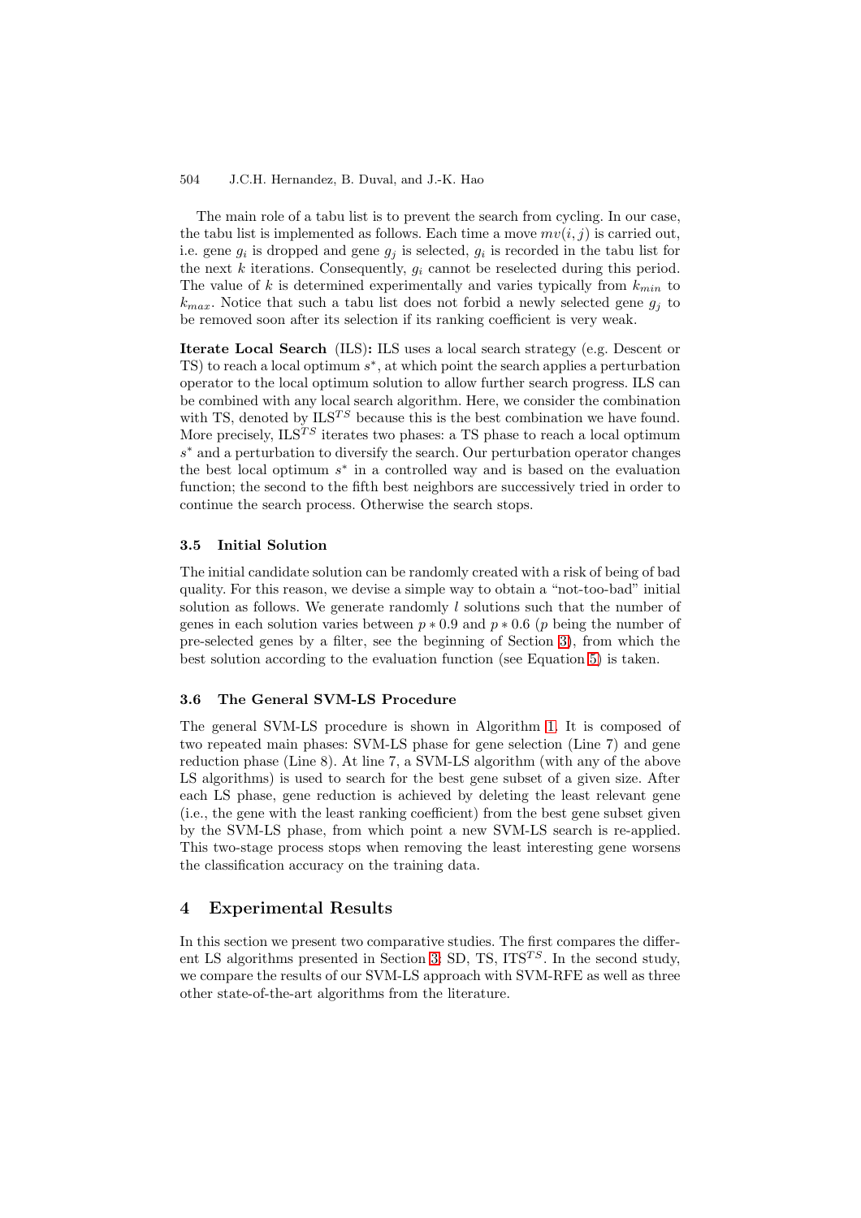The main role of a tabu list is to prevent the search from cycling. In our case, the tabu list is implemented as follows. Each time a move $mv(i, j)$ is carried out, i.e. gene $g_i$ is dropped and gene $g_j$ is selected, $g_i$ is recorded in the tabu list for the next $k$ iterations. Consequently, $g_i$ cannot be reselected during this period. The value of $k$ is determined experimentally and varies typically from $k_{min}$ to $k_{max}$. Notice that such a tabu list does not forbid a newly selected gene $g_j$ to be removed soon after its selection if its ranking coefficient is very weak.

**Iterate Local Search** (ILS)**:** ILS uses a local search strategy (e.g. Descent or TS) to reach a local optimum $s^*$, at which point the search applies a perturbation operator to the local optimum solution to allow further search progress. ILS can be combined with any local search algorithm. Here, we consider the combination with TS, denoted by $\text{ILS}^{TS}$ because this is the best combination we have found. More precisely, $\text{ILS}^{TS}$ iterates two phases: a TS phase to reach a local optimum $s^*$ and a perturbation to diversify the search. Our perturbation operator changes the best local optimum $s^*$ in a controlled way and is based on the evaluation function; the second to the fifth best neighbors are successively tried in order to continue the search process. Otherwise the search stops.

### 3.5 Initial Solution

The initial candidate solution can be randomly created with a risk of being of bad quality. For this reason, we devise a simple way to obtain a "not-too-bad" initial solution as follows. We generate randomly $l$ solutions such that the number of genes in each solution varies between $p * 0.9$ and $p * 0.6$ ($p$ being the number of pre-selected genes by a filter, see the beginning of Section 3), from which the best solution according to the evaluation function (see Equation 5) is taken.

### 3.6 The General SVM-LS Procedure

The general SVM-LS procedure is shown in Algorithm 1. It is composed of two repeated main phases: SVM-LS phase for gene selection (Line 7) and gene reduction phase (Line 8). At line 7, a SVM-LS algorithm (with any of the above LS algorithms) is used to search for the best gene subset of a given size. After each LS phase, gene reduction is achieved by deleting the least relevant gene (i.e., the gene with the least ranking coefficient) from the best gene subset given by the SVM-LS phase, from which point a new SVM-LS search is re-applied. This two-stage process stops when removing the least interesting gene worsens the classification accuracy on the training data.

## 4 Experimental Results

In this section we present two comparative studies. The first compares the different LS algorithms presented in Section 3: SD, TS, $\text{ITS}^{TS}$. In the second study, we compare the results of our SVM-LS approach with SVM-RFE as well as three other state-of-the-art algorithms from the literature.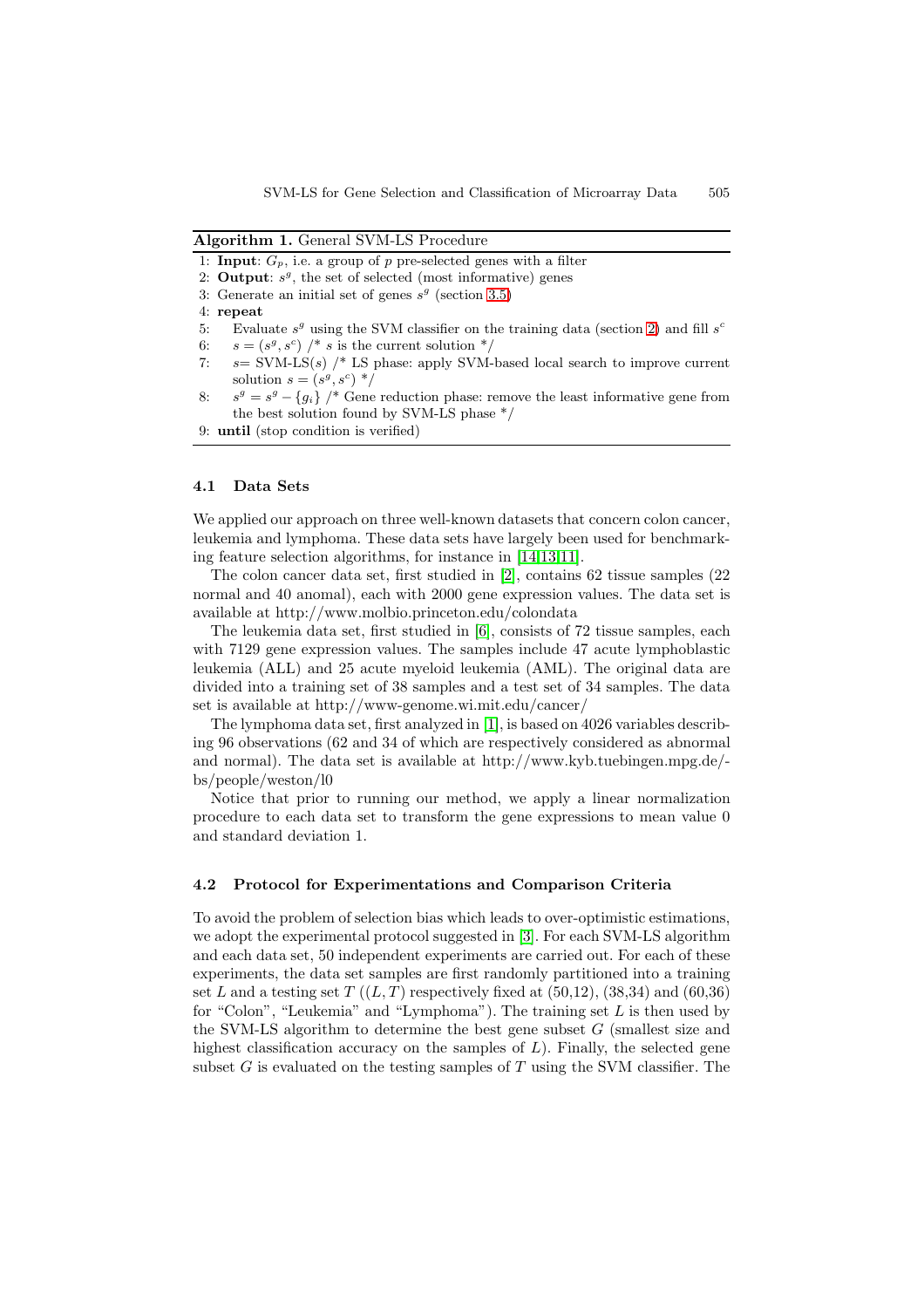**Algorithm 1.** General SVM-LS Procedure

```
1: Input: G_p, i.e. a group of p pre-selected genes with a filter
2: Output: s^g, the set of selected (most informative) genes
3: Generate an initial set of genes s^g (section 3.5)
4: repeat
5:    Evaluate s^g using the SVM classifier on the training data (section 2) and fill s^c
6:    s = (s^g, s^c) /* s is the current solution */
7:    s= SVM-LS(s) /* LS phase: apply SVM-based local search to improve current
      solution s = (s^g, s^c) */
8:    s^g = s^g − {g_i} /* Gene reduction phase: remove the least informative gene from
      the best solution found by SVM-LS phase */
9: until (stop condition is verified)
```

### 4.1 Data Sets

We applied our approach on three well-known datasets that concern colon cancer, leukemia and lymphoma. These data sets have largely been used for benchmarking feature selection algorithms, for instance in [14,13,11].

The colon cancer data set, first studied in [2], contains 62 tissue samples (22 normal and 40 anomal), each with 2000 gene expression values. The data set is available at http://www.molbio.princeton.edu/colondata

The leukemia data set, first studied in [6], consists of 72 tissue samples, each with 7129 gene expression values. The samples include 47 acute lymphoblastic leukemia (ALL) and 25 acute myeloid leukemia (AML). The original data are divided into a training set of 38 samples and a test set of 34 samples. The data set is available at http://www-genome.wi.mit.edu/cancer/

The lymphoma data set, first analyzed in [1], is based on 4026 variables describing 96 observations (62 and 34 of which are respectively considered as abnormal and normal). The data set is available at http://www.kyb.tuebingen.mpg.de/-bs/people/weston/l0

Notice that prior to running our method, we apply a linear normalization procedure to each data set to transform the gene expressions to mean value 0 and standard deviation 1.

### 4.2 Protocol for Experimentations and Comparison Criteria

To avoid the problem of selection bias which leads to over-optimistic estimations, we adopt the experimental protocol suggested in [3]. For each SVM-LS algorithm and each data set, 50 independent experiments are carried out. For each of these experiments, the data set samples are first randomly partitioned into a training set $L$ and a testing set $T$ ($(L, T)$ respectively fixed at (50,12), (38,34) and (60,36) for "Colon", "Leukemia" and "Lymphoma"). The training set $L$ is then used by the SVM-LS algorithm to determine the best gene subset $G$ (smallest size and highest classification accuracy on the samples of $L$). Finally, the selected gene subset $G$ is evaluated on the testing samples of $T$ using the SVM classifier. The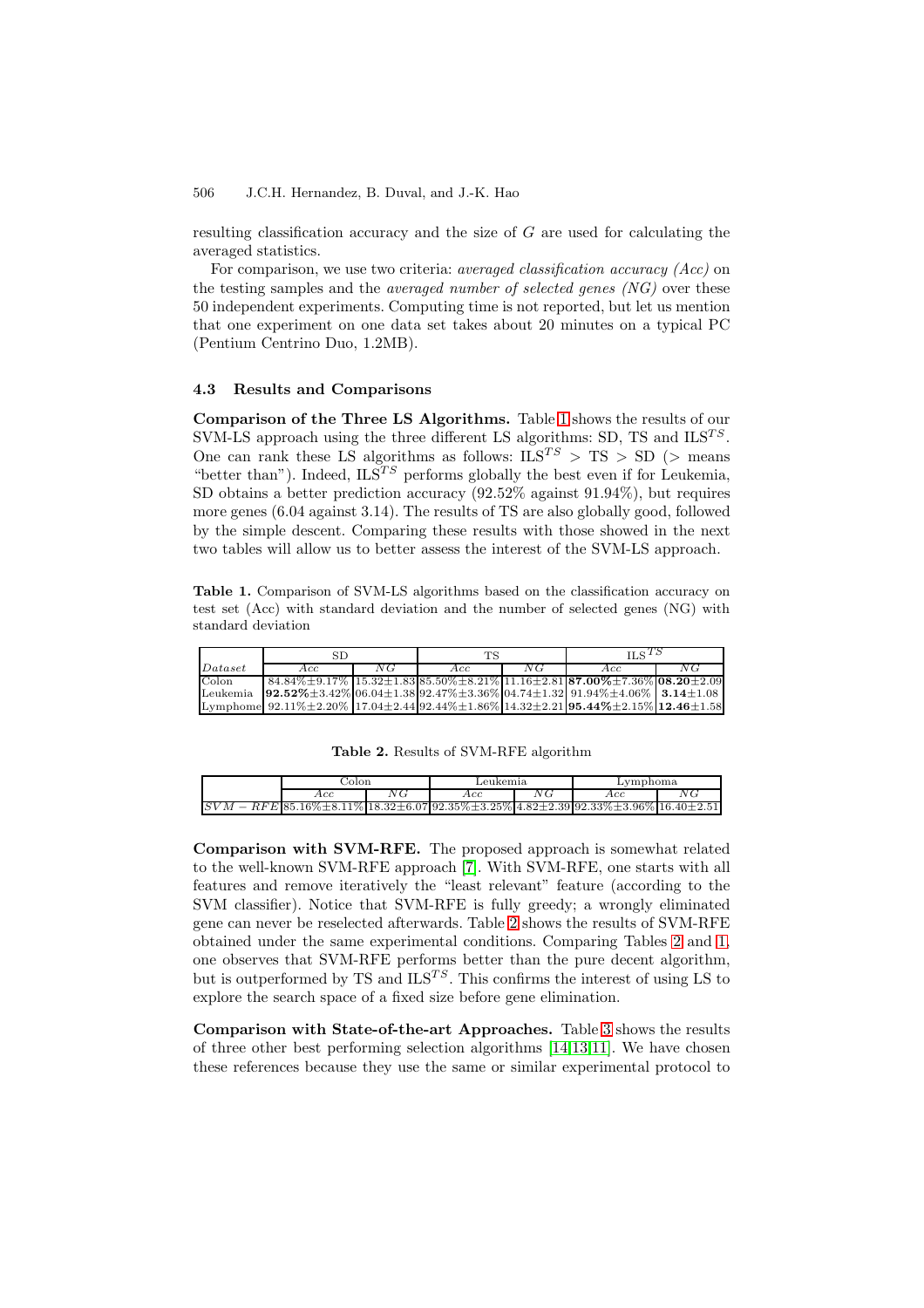resulting classification accuracy and the size of $G$ are used for calculating the averaged statistics.

For comparison, we use two criteria: *averaged classification accuracy (Acc)* on the testing samples and the *averaged number of selected genes (NG)* over these 50 independent experiments. Computing time is not reported, but let us mention that one experiment on one data set takes about 20 minutes on a typical PC (Pentium Centrino Duo, 1.2MB).

### 4.3 Results and Comparisons

**Comparison of the Three LS Algorithms.** Table 1 shows the results of our SVM-LS approach using the three different LS algorithms: SD, TS and $ILS^{TS}$. One can rank these LS algorithms as follows: $ILS^{TS}$ > TS > SD (> means "better than"). Indeed, $ILS^{TS}$ performs globally the best even if for Leukemia, SD obtains a better prediction accuracy (92.52% against 91.94%), but requires more genes (6.04 against 3.14). The results of TS are also globally good, followed by the simple descent. Comparing these results with those showed in the next two tables will allow us to better assess the interest of the SVM-LS approach.

**Table 1.** Comparison of SVM-LS algorithms based on the classification accuracy on test set (Acc) with standard deviation and the number of selected genes (NG) with standard deviation

| | SD | | TS | | $ILS^{TS}$ | |
|---|---|---|---|---|---|---|
| *Dataset* | *Acc* | *NG* | *Acc* | *NG* | *Acc* | *NG* |
| Colon | 84.84%±9.17% | 15.32±1.83 | 85.50%±8.21% | 11.16±2.81 | **87.00%**±7.36% | **08.20**±2.09 |
| Leukemia | **92.52%**±3.42% | 06.04±1.38 | 92.47%±3.36% | 04.74±1.32 | 91.94%±4.06% | **3.14**±1.08 |
| Lymphome | 92.11%±2.20% | 17.04±2.44 | 92.44%±1.86% | 14.32±2.21 | **95.44%**±2.15% | **12.46**±1.58 |

**Table 2.** Results of SVM-RFE algorithm

| | Colon | | Leukemia | | Lymphoma | |
|---|---|---|---|---|---|---|
| | *Acc* | *NG* | *Acc* | *NG* | *Acc* | *NG* |
| $SVM-RFE$ | 85.16%±8.11% | 18.32±6.07 | 92.35%±3.25% | 4.82±2.39 | 92.33%±3.96% | 16.40±2.51 |

**Comparison with SVM-RFE.** The proposed approach is somewhat related to the well-known SVM-RFE approach [7]. With SVM-RFE, one starts with all features and remove iteratively the "least relevant" feature (according to the SVM classifier). Notice that SVM-RFE is fully greedy; a wrongly eliminated gene can never be reselected afterwards. Table 2 shows the results of SVM-RFE obtained under the same experimental conditions. Comparing Tables 2 and 1, one observes that SVM-RFE performs better than the pure decent algorithm, but is outperformed by TS and $ILS^{TS}$. This confirms the interest of using LS to explore the search space of a fixed size before gene elimination.

**Comparison with State-of-the-art Approaches.** Table 3 shows the results of three other best performing selection algorithms [14,13,11]. We have chosen these references because they use the same or similar experimental protocol to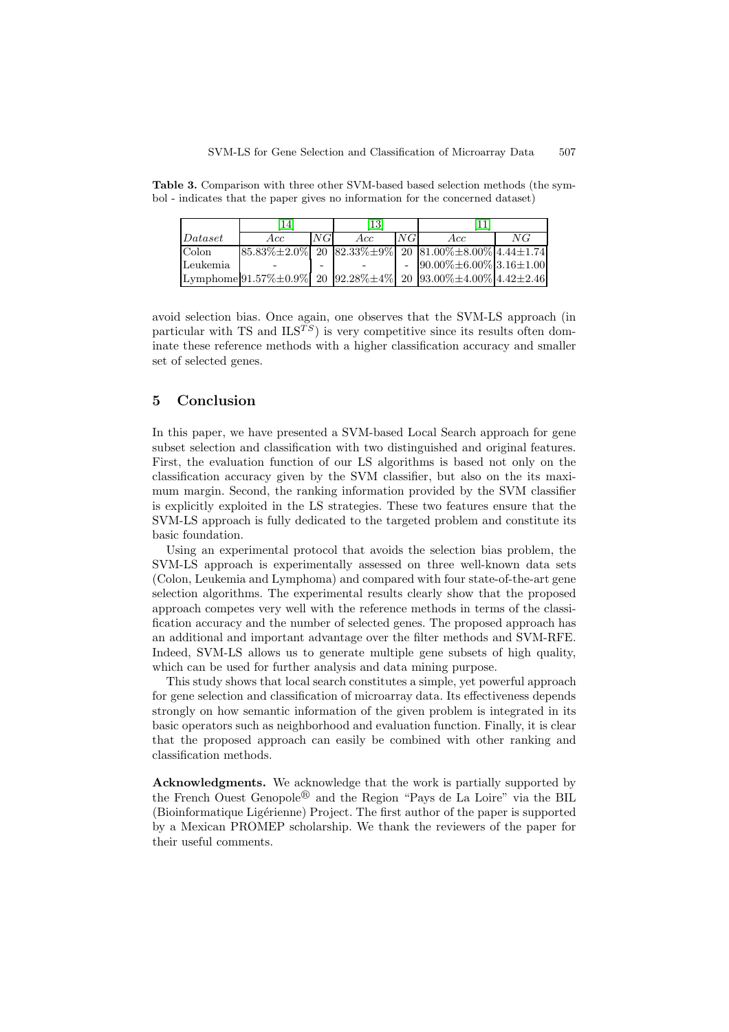**Table 3.** Comparison with three other SVM-based based selection methods (the symbol - indicates that the paper gives no information for the concerned dataset)

| | [14] | | [13] | | [11] | |
|---|---|---|---|---|---|---|
| *Dataset* | *Acc* | *NG* | *Acc* | *NG* | *Acc* | *NG* |
| Colon | 85.83%±2.0% | 20 | 82.33%±9% | 20 | 81.00%±8.00% | 4.44±1.74 |
| Leukemia | - | - | - | - | 90.00%±6.00% | 3.16±1.00 |
| Lymphome | 91.57%±0.9% | 20 | 92.28%±4% | 20 | 93.00%±4.00% | 4.42±2.46 |

avoid selection bias. Once again, one observes that the SVM-LS approach (in particular with TS and $ILS^{TS}$) is very competitive since its results often dominate these reference methods with a higher classification accuracy and smaller set of selected genes.

## 5 Conclusion

In this paper, we have presented a SVM-based Local Search approach for gene subset selection and classification with two distinguished and original features. First, the evaluation function of our LS algorithms is based not only on the classification accuracy given by the SVM classifier, but also on the its maximum margin. Second, the ranking information provided by the SVM classifier is explicitly exploited in the LS strategies. These two features ensure that the SVM-LS approach is fully dedicated to the targeted problem and constitute its basic foundation.

Using an experimental protocol that avoids the selection bias problem, the SVM-LS approach is experimentally assessed on three well-known data sets (Colon, Leukemia and Lymphoma) and compared with four state-of-the-art gene selection algorithms. The experimental results clearly show that the proposed approach competes very well with the reference methods in terms of the classification accuracy and the number of selected genes. The proposed approach has an additional and important advantage over the filter methods and SVM-RFE. Indeed, SVM-LS allows us to generate multiple gene subsets of high quality, which can be used for further analysis and data mining purpose.

This study shows that local search constitutes a simple, yet powerful approach for gene selection and classification of microarray data. Its effectiveness depends strongly on how semantic information of the given problem is integrated in its basic operators such as neighborhood and evaluation function. Finally, it is clear that the proposed approach can easily be combined with other ranking and classification methods.

**Acknowledgments.** We acknowledge that the work is partially supported by the French Ouest Genopole® and the Region "Pays de La Loire" via the BIL (Bioinformatique Ligérienne) Project. The first author of the paper is supported by a Mexican PROMEP scholarship. We thank the reviewers of the paper for their useful comments.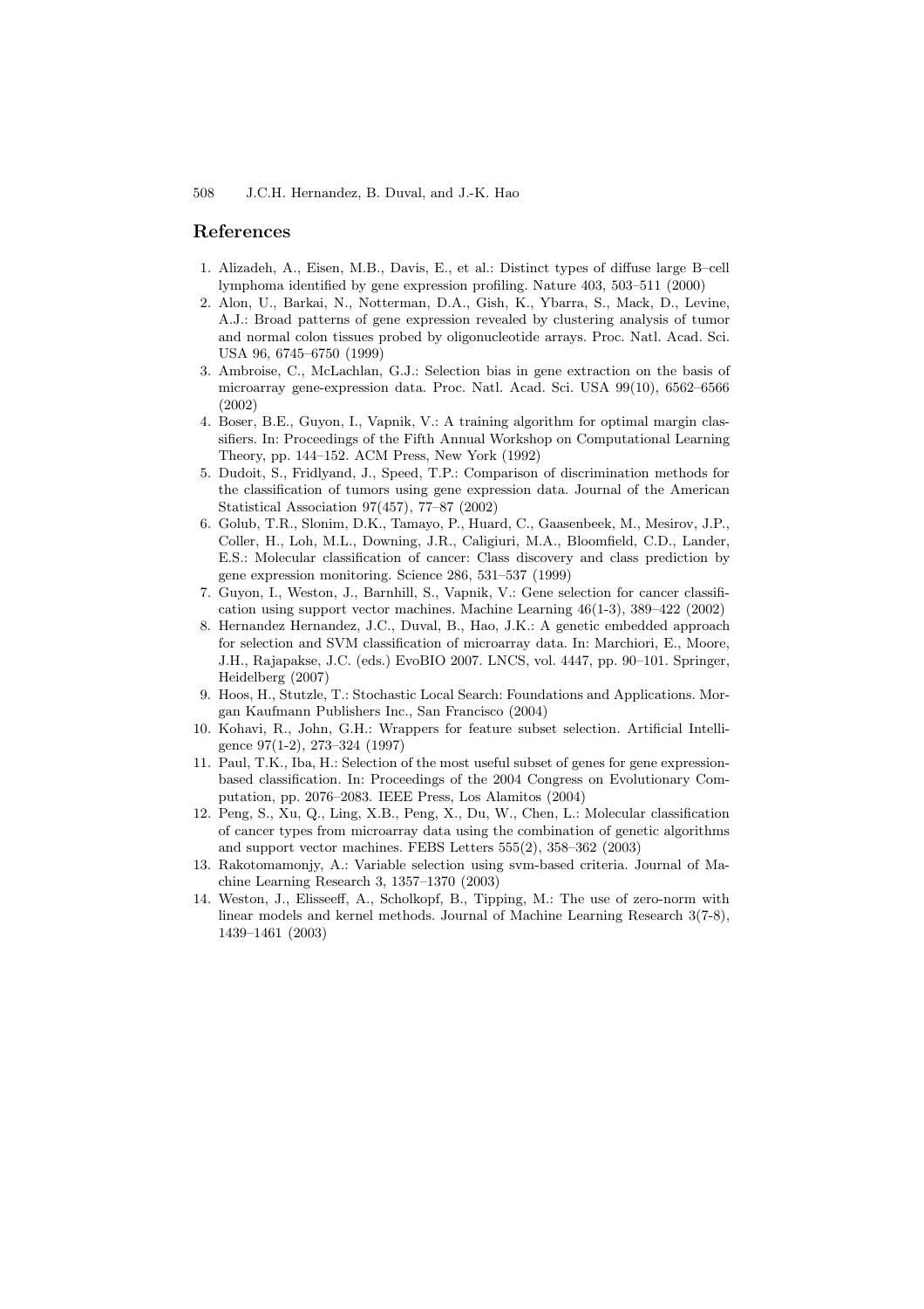## References

1. Alizadeh, A., Eisen, M.B., Davis, E., et al.: Distinct types of diffuse large B–cell lymphoma identified by gene expression profiling. Nature 403, 503–511 (2000)
2. Alon, U., Barkai, N., Notterman, D.A., Gish, K., Ybarra, S., Mack, D., Levine, A.J.: Broad patterns of gene expression revealed by clustering analysis of tumor and normal colon tissues probed by oligonucleotide arrays. Proc. Natl. Acad. Sci. USA 96, 6745–6750 (1999)
3. Ambroise, C., McLachlan, G.J.: Selection bias in gene extraction on the basis of microarray gene-expression data. Proc. Natl. Acad. Sci. USA 99(10), 6562–6566 (2002)
4. Boser, B.E., Guyon, I., Vapnik, V.: A training algorithm for optimal margin classifiers. In: Proceedings of the Fifth Annual Workshop on Computational Learning Theory, pp. 144–152. ACM Press, New York (1992)
5. Dudoit, S., Fridlyand, J., Speed, T.P.: Comparison of discrimination methods for the classification of tumors using gene expression data. Journal of the American Statistical Association 97(457), 77–87 (2002)
6. Golub, T.R., Slonim, D.K., Tamayo, P., Huard, C., Gaasenbeek, M., Mesirov, J.P., Coller, H., Loh, M.L., Downing, J.R., Caligiuri, M.A., Bloomfield, C.D., Lander, E.S.: Molecular classification of cancer: Class discovery and class prediction by gene expression monitoring. Science 286, 531–537 (1999)
7. Guyon, I., Weston, J., Barnhill, S., Vapnik, V.: Gene selection for cancer classification using support vector machines. Machine Learning 46(1-3), 389–422 (2002)
8. Hernandez Hernandez, J.C., Duval, B., Hao, J.K.: A genetic embedded approach for selection and SVM classification of microarray data. In: Marchiori, E., Moore, J.H., Rajapakse, J.C. (eds.) EvoBIO 2007. LNCS, vol. 4447, pp. 90–101. Springer, Heidelberg (2007)
9. Hoos, H., Stutzle, T.: Stochastic Local Search: Foundations and Applications. Morgan Kaufmann Publishers Inc., San Francisco (2004)
10. Kohavi, R., John, G.H.: Wrappers for feature subset selection. Artificial Intelligence 97(1-2), 273–324 (1997)
11. Paul, T.K., Iba, H.: Selection of the most useful subset of genes for gene expression-based classification. In: Proceedings of the 2004 Congress on Evolutionary Computation, pp. 2076–2083. IEEE Press, Los Alamitos (2004)
12. Peng, S., Xu, Q., Ling, X.B., Peng, X., Du, W., Chen, L.: Molecular classification of cancer types from microarray data using the combination of genetic algorithms and support vector machines. FEBS Letters 555(2), 358–362 (2003)
13. Rakotomamonjy, A.: Variable selection using svm-based criteria. Journal of Machine Learning Research 3, 1357–1370 (2003)
14. Weston, J., Elisseeff, A., Scholkopf, B., Tipping, M.: The use of zero-norm with linear models and kernel methods. Journal of Machine Learning Research 3(7-8), 1439–1461 (2003)